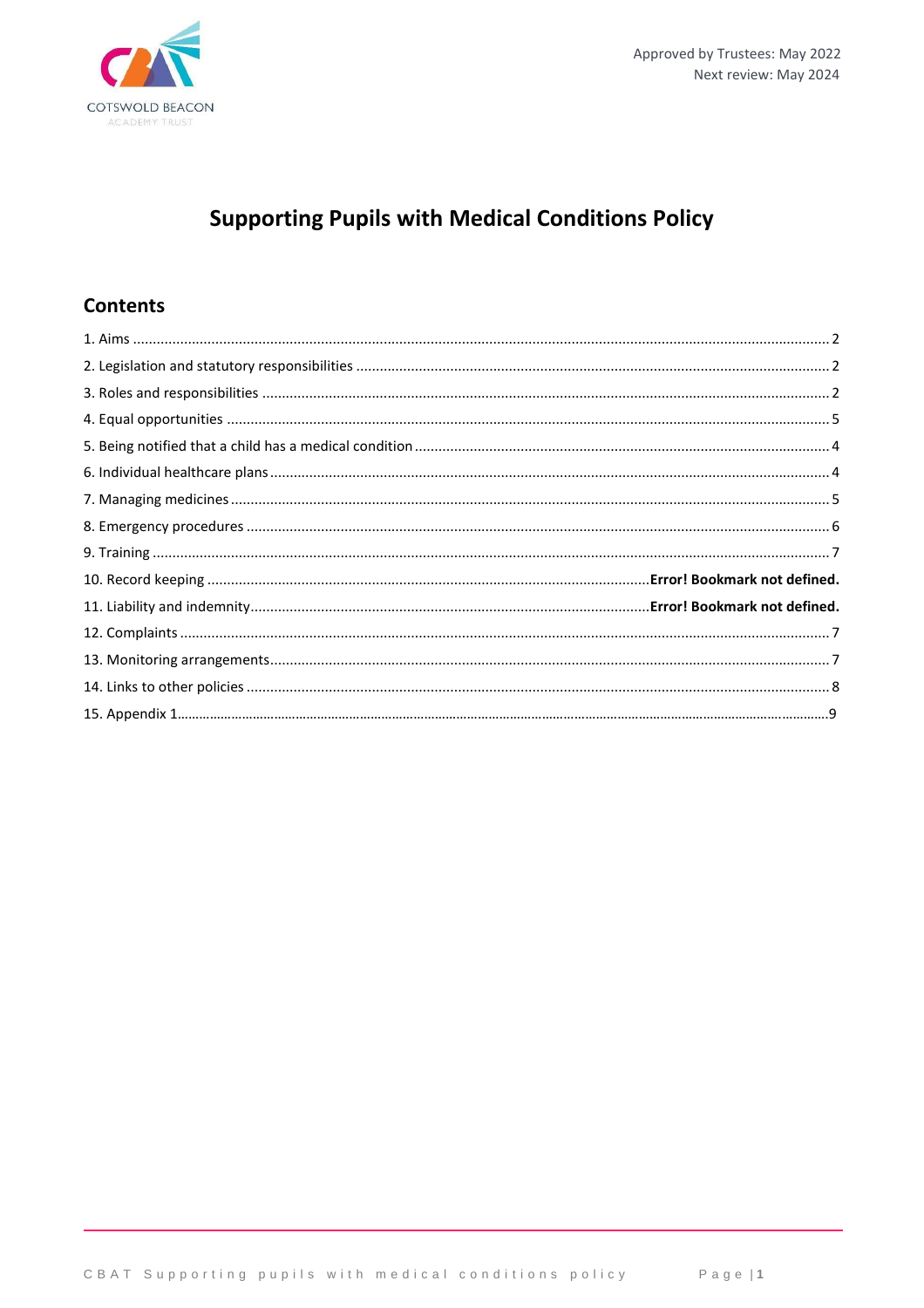COTSWOLD BEACON
ACADEMY TRUST

Approved by Trustees: May 2022
Next review: May 2024

# Supporting Pupils with Medical Conditions Policy

## Contents

1. Aims ........................................................ 2
2. Legislation and statutory responsibilities ........................................................ 2
3. Roles and responsibilities ........................................................ 2
4. Equal opportunities ........................................................ 5
5. Being notified that a child has a medical condition ........................................................ 4
6. Individual healthcare plans ........................................................ 4
7. Managing medicines ........................................................ 5
8. Emergency procedures ........................................................ 6
9. Training ........................................................ 7
10. Record keeping ........................................................ **Error! Bookmark not defined.**
11. Liability and indemnity ........................................................ **Error! Bookmark not defined.**
12. Complaints ........................................................ 7
13. Monitoring arrangements ........................................................ 7
14. Links to other policies ........................................................ 8
15. Appendix 1 ........................................................ 9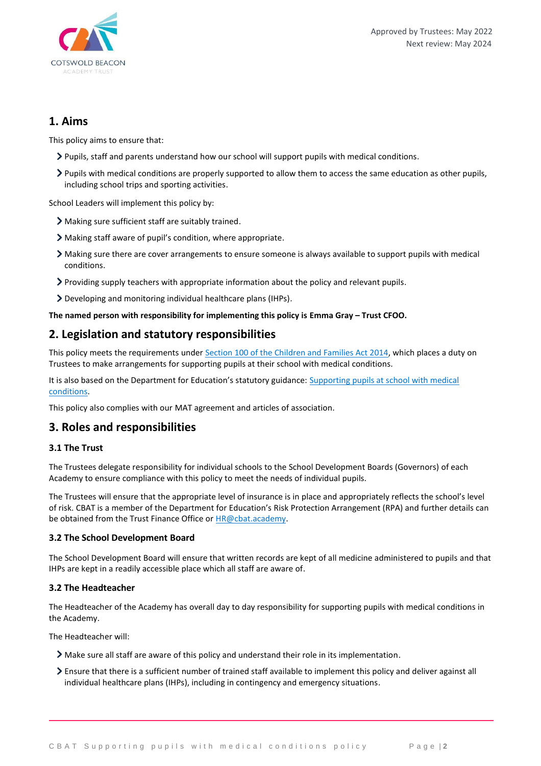## 1. Aims

This policy aims to ensure that:

- Pupils, staff and parents understand how our school will support pupils with medical conditions.
- Pupils with medical conditions are properly supported to allow them to access the same education as other pupils, including school trips and sporting activities.

School Leaders will implement this policy by:

- Making sure sufficient staff are suitably trained.
- Making staff aware of pupil's condition, where appropriate.
- Making sure there are cover arrangements to ensure someone is always available to support pupils with medical conditions.
- Providing supply teachers with appropriate information about the policy and relevant pupils.
- Developing and monitoring individual healthcare plans (IHPs).

**The named person with responsibility for implementing this policy is Emma Gray – Trust CFOO.**

## 2. Legislation and statutory responsibilities

This policy meets the requirements under [Section 100 of the Children and Families Act 2014](), which places a duty on Trustees to make arrangements for supporting pupils at their school with medical conditions.

It is also based on the Department for Education's statutory guidance: [Supporting pupils at school with medical conditions]().

This policy also complies with our MAT agreement and articles of association.

## 3. Roles and responsibilities

### 3.1 The Trust

The Trustees delegate responsibility for individual schools to the School Development Boards (Governors) of each Academy to ensure compliance with this policy to meet the needs of individual pupils.

The Trustees will ensure that the appropriate level of insurance is in place and appropriately reflects the school's level of risk. CBAT is a member of the Department for Education's Risk Protection Arrangement (RPA) and further details can be obtained from the Trust Finance Office or HR@cbat.academy.

### 3.2 The School Development Board

The School Development Board will ensure that written records are kept of all medicine administered to pupils and that IHPs are kept in a readily accessible place which all staff are aware of.

### 3.2 The Headteacher

The Headteacher of the Academy has overall day to day responsibility for supporting pupils with medical conditions in the Academy.

The Headteacher will:

- Make sure all staff are aware of this policy and understand their role in its implementation.
- Ensure that there is a sufficient number of trained staff available to implement this policy and deliver against all individual healthcare plans (IHPs), including in contingency and emergency situations.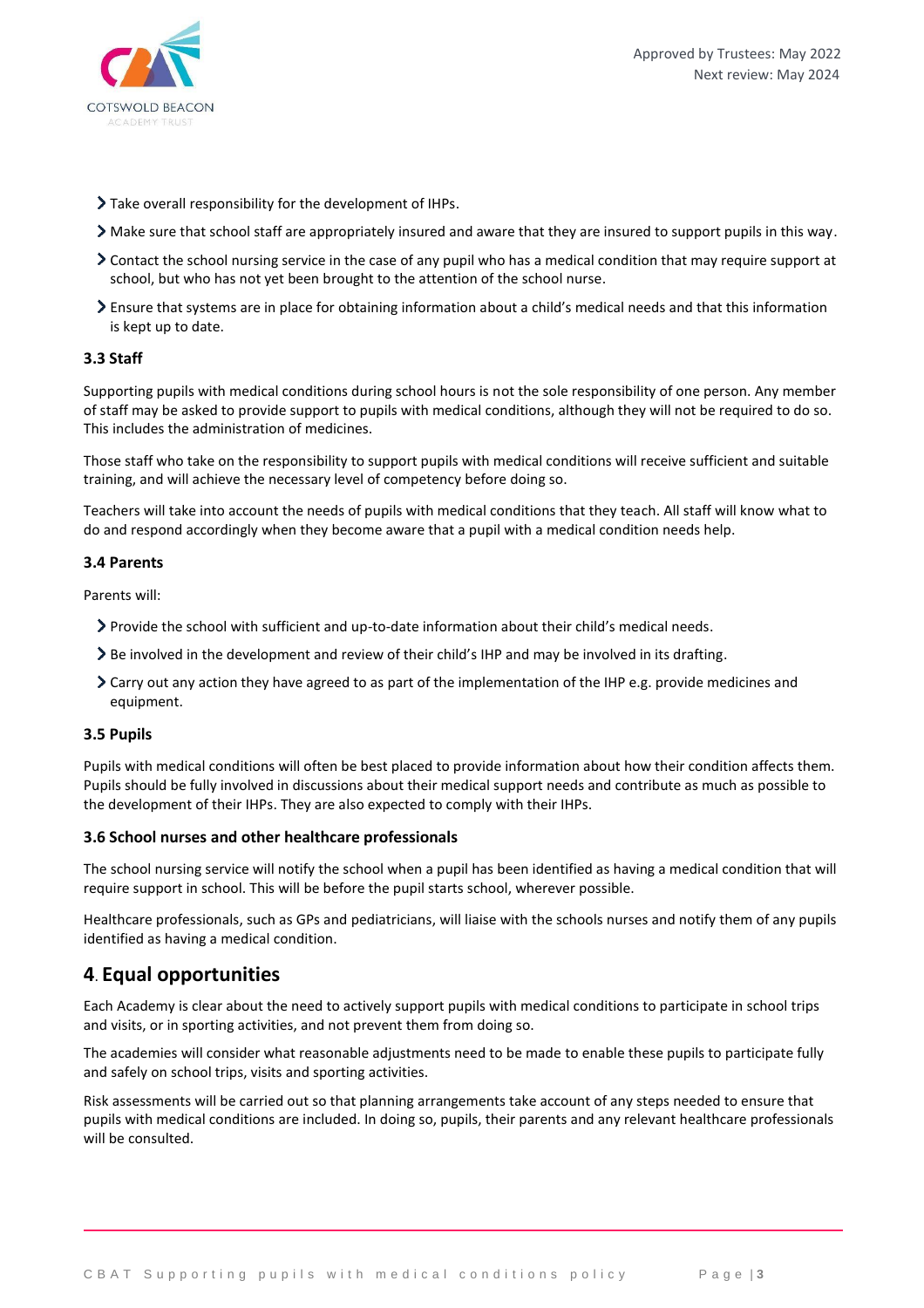- Take overall responsibility for the development of IHPs.
- Make sure that school staff are appropriately insured and aware that they are insured to support pupils in this way.
- Contact the school nursing service in the case of any pupil who has a medical condition that may require support at school, but who has not yet been brought to the attention of the school nurse.
- Ensure that systems are in place for obtaining information about a child's medical needs and that this information is kept up to date.

### 3.3 Staff

Supporting pupils with medical conditions during school hours is not the sole responsibility of one person. Any member of staff may be asked to provide support to pupils with medical conditions, although they will not be required to do so. This includes the administration of medicines.

Those staff who take on the responsibility to support pupils with medical conditions will receive sufficient and suitable training, and will achieve the necessary level of competency before doing so.

Teachers will take into account the needs of pupils with medical conditions that they teach. All staff will know what to do and respond accordingly when they become aware that a pupil with a medical condition needs help.

### 3.4 Parents

Parents will:

- Provide the school with sufficient and up-to-date information about their child's medical needs.
- Be involved in the development and review of their child's IHP and may be involved in its drafting.
- Carry out any action they have agreed to as part of the implementation of the IHP e.g. provide medicines and equipment.

### 3.5 Pupils

Pupils with medical conditions will often be best placed to provide information about how their condition affects them. Pupils should be fully involved in discussions about their medical support needs and contribute as much as possible to the development of their IHPs. They are also expected to comply with their IHPs.

### 3.6 School nurses and other healthcare professionals

The school nursing service will notify the school when a pupil has been identified as having a medical condition that will require support in school. This will be before the pupil starts school, wherever possible.

Healthcare professionals, such as GPs and pediatricians, will liaise with the schools nurses and notify them of any pupils identified as having a medical condition.

## 4. Equal opportunities

Each Academy is clear about the need to actively support pupils with medical conditions to participate in school trips and visits, or in sporting activities, and not prevent them from doing so.

The academies will consider what reasonable adjustments need to be made to enable these pupils to participate fully and safely on school trips, visits and sporting activities.

Risk assessments will be carried out so that planning arrangements take account of any steps needed to ensure that pupils with medical conditions are included. In doing so, pupils, their parents and any relevant healthcare professionals will be consulted.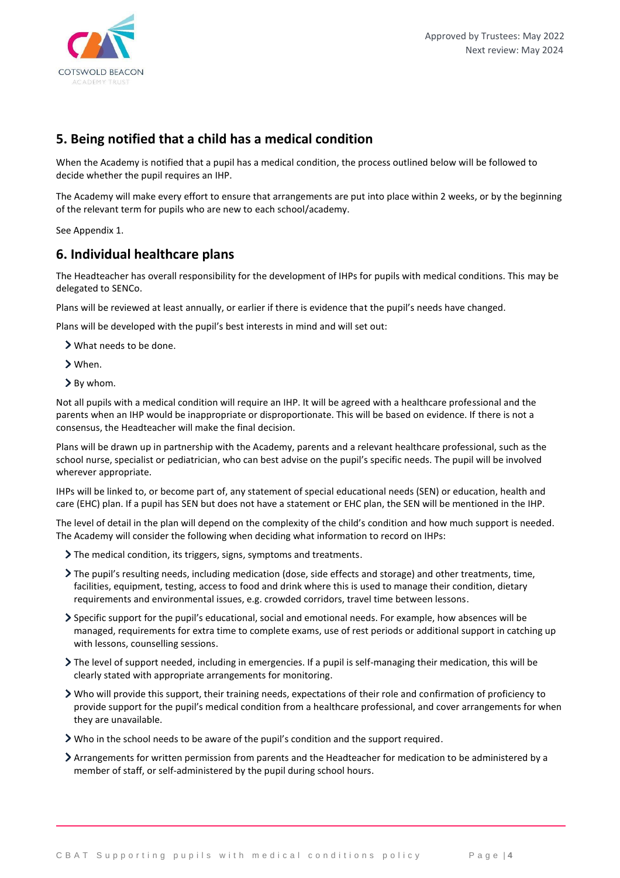## 5. Being notified that a child has a medical condition

When the Academy is notified that a pupil has a medical condition, the process outlined below will be followed to decide whether the pupil requires an IHP.

The Academy will make every effort to ensure that arrangements are put into place within 2 weeks, or by the beginning of the relevant term for pupils who are new to each school/academy.

See Appendix 1.

## 6. Individual healthcare plans

The Headteacher has overall responsibility for the development of IHPs for pupils with medical conditions. This may be delegated to SENCo.

Plans will be reviewed at least annually, or earlier if there is evidence that the pupil's needs have changed.

Plans will be developed with the pupil's best interests in mind and will set out:

- What needs to be done.
- When.
- By whom.

Not all pupils with a medical condition will require an IHP. It will be agreed with a healthcare professional and the parents when an IHP would be inappropriate or disproportionate. This will be based on evidence. If there is not a consensus, the Headteacher will make the final decision.

Plans will be drawn up in partnership with the Academy, parents and a relevant healthcare professional, such as the school nurse, specialist or pediatrician, who can best advise on the pupil's specific needs. The pupil will be involved wherever appropriate.

IHPs will be linked to, or become part of, any statement of special educational needs (SEN) or education, health and care (EHC) plan. If a pupil has SEN but does not have a statement or EHC plan, the SEN will be mentioned in the IHP.

The level of detail in the plan will depend on the complexity of the child's condition and how much support is needed. The Academy will consider the following when deciding what information to record on IHPs:

- The medical condition, its triggers, signs, symptoms and treatments.
- The pupil's resulting needs, including medication (dose, side effects and storage) and other treatments, time, facilities, equipment, testing, access to food and drink where this is used to manage their condition, dietary requirements and environmental issues, e.g. crowded corridors, travel time between lessons.
- Specific support for the pupil's educational, social and emotional needs. For example, how absences will be managed, requirements for extra time to complete exams, use of rest periods or additional support in catching up with lessons, counselling sessions.
- The level of support needed, including in emergencies. If a pupil is self-managing their medication, this will be clearly stated with appropriate arrangements for monitoring.
- Who will provide this support, their training needs, expectations of their role and confirmation of proficiency to provide support for the pupil's medical condition from a healthcare professional, and cover arrangements for when they are unavailable.
- Who in the school needs to be aware of the pupil's condition and the support required.
- Arrangements for written permission from parents and the Headteacher for medication to be administered by a member of staff, or self-administered by the pupil during school hours.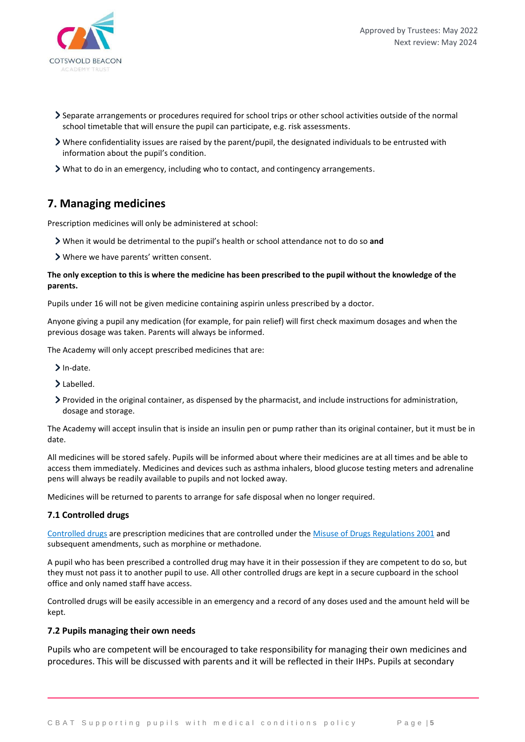- Separate arrangements or procedures required for school trips or other school activities outside of the normal school timetable that will ensure the pupil can participate, e.g. risk assessments.
- Where confidentiality issues are raised by the parent/pupil, the designated individuals to be entrusted with information about the pupil's condition.
- What to do in an emergency, including who to contact, and contingency arrangements.

## 7. Managing medicines

Prescription medicines will only be administered at school:

- When it would be detrimental to the pupil's health or school attendance not to do so **and**
- Where we have parents' written consent.

**The only exception to this is where the medicine has been prescribed to the pupil without the knowledge of the parents.**

Pupils under 16 will not be given medicine containing aspirin unless prescribed by a doctor.

Anyone giving a pupil any medication (for example, for pain relief) will first check maximum dosages and when the previous dosage was taken. Parents will always be informed.

The Academy will only accept prescribed medicines that are:

- In-date.
- Labelled.
- Provided in the original container, as dispensed by the pharmacist, and include instructions for administration, dosage and storage.

The Academy will accept insulin that is inside an insulin pen or pump rather than its original container, but it must be in date.

All medicines will be stored safely. Pupils will be informed about where their medicines are at all times and be able to access them immediately. Medicines and devices such as asthma inhalers, blood glucose testing meters and adrenaline pens will always be readily available to pupils and not locked away.

Medicines will be returned to parents to arrange for safe disposal when no longer required.

### 7.1 Controlled drugs

Controlled drugs are prescription medicines that are controlled under the Misuse of Drugs Regulations 2001 and subsequent amendments, such as morphine or methadone.

A pupil who has been prescribed a controlled drug may have it in their possession if they are competent to do so, but they must not pass it to another pupil to use. All other controlled drugs are kept in a secure cupboard in the school office and only named staff have access.

Controlled drugs will be easily accessible in an emergency and a record of any doses used and the amount held will be kept.

### 7.2 Pupils managing their own needs

Pupils who are competent will be encouraged to take responsibility for managing their own medicines and procedures. This will be discussed with parents and it will be reflected in their IHPs. Pupils at secondary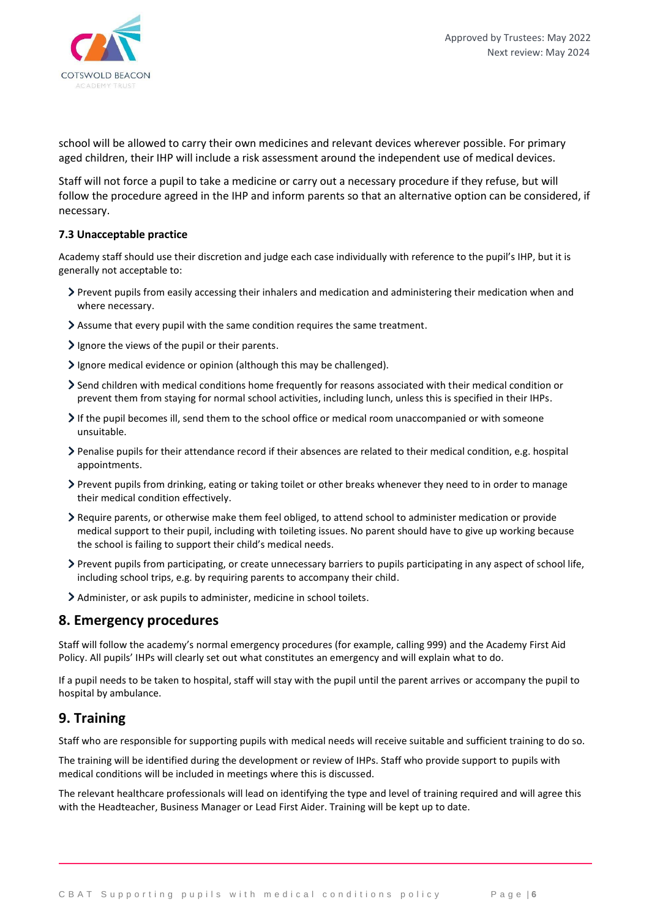school will be allowed to carry their own medicines and relevant devices wherever possible. For primary aged children, their IHP will include a risk assessment around the independent use of medical devices.

Staff will not force a pupil to take a medicine or carry out a necessary procedure if they refuse, but will follow the procedure agreed in the IHP and inform parents so that an alternative option can be considered, if necessary.

### 7.3 Unacceptable practice

Academy staff should use their discretion and judge each case individually with reference to the pupil's IHP, but it is generally not acceptable to:

- Prevent pupils from easily accessing their inhalers and medication and administering their medication when and where necessary.
- Assume that every pupil with the same condition requires the same treatment.
- Ignore the views of the pupil or their parents.
- Ignore medical evidence or opinion (although this may be challenged).
- Send children with medical conditions home frequently for reasons associated with their medical condition or prevent them from staying for normal school activities, including lunch, unless this is specified in their IHPs.
- If the pupil becomes ill, send them to the school office or medical room unaccompanied or with someone unsuitable.
- Penalise pupils for their attendance record if their absences are related to their medical condition, e.g. hospital appointments.
- Prevent pupils from drinking, eating or taking toilet or other breaks whenever they need to in order to manage their medical condition effectively.
- Require parents, or otherwise make them feel obliged, to attend school to administer medication or provide medical support to their pupil, including with toileting issues. No parent should have to give up working because the school is failing to support their child's medical needs.
- Prevent pupils from participating, or create unnecessary barriers to pupils participating in any aspect of school life, including school trips, e.g. by requiring parents to accompany their child.
- Administer, or ask pupils to administer, medicine in school toilets.

## 8. Emergency procedures

Staff will follow the academy's normal emergency procedures (for example, calling 999) and the Academy First Aid Policy. All pupils' IHPs will clearly set out what constitutes an emergency and will explain what to do.

If a pupil needs to be taken to hospital, staff will stay with the pupil until the parent arrives or accompany the pupil to hospital by ambulance.

## 9. Training

Staff who are responsible for supporting pupils with medical needs will receive suitable and sufficient training to do so.

The training will be identified during the development or review of IHPs. Staff who provide support to pupils with medical conditions will be included in meetings where this is discussed.

The relevant healthcare professionals will lead on identifying the type and level of training required and will agree this with the Headteacher, Business Manager or Lead First Aider. Training will be kept up to date.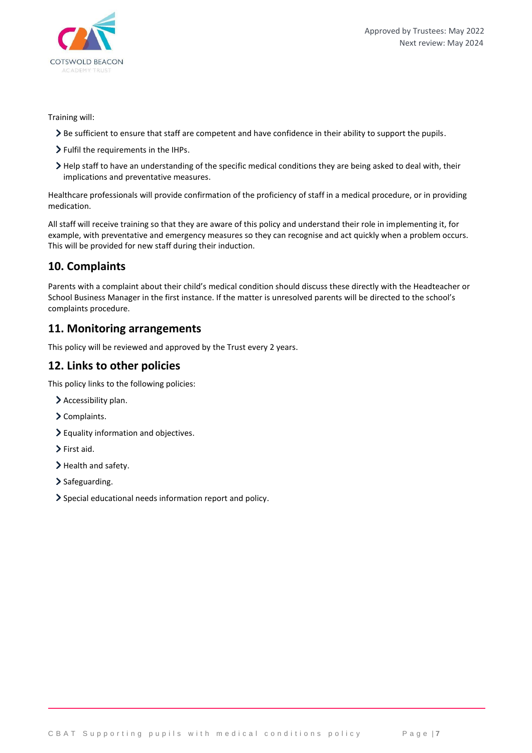Training will:

- Be sufficient to ensure that staff are competent and have confidence in their ability to support the pupils.
- Fulfil the requirements in the IHPs.
- Help staff to have an understanding of the specific medical conditions they are being asked to deal with, their implications and preventative measures.

Healthcare professionals will provide confirmation of the proficiency of staff in a medical procedure, or in providing medication.

All staff will receive training so that they are aware of this policy and understand their role in implementing it, for example, with preventative and emergency measures so they can recognise and act quickly when a problem occurs. This will be provided for new staff during their induction.

## 10. Complaints

Parents with a complaint about their child's medical condition should discuss these directly with the Headteacher or School Business Manager in the first instance. If the matter is unresolved parents will be directed to the school's complaints procedure.

## 11. Monitoring arrangements

This policy will be reviewed and approved by the Trust every 2 years.

## 12. Links to other policies

This policy links to the following policies:

- Accessibility plan.
- Complaints.
- Equality information and objectives.
- First aid.
- Health and safety.
- Safeguarding.
- Special educational needs information report and policy.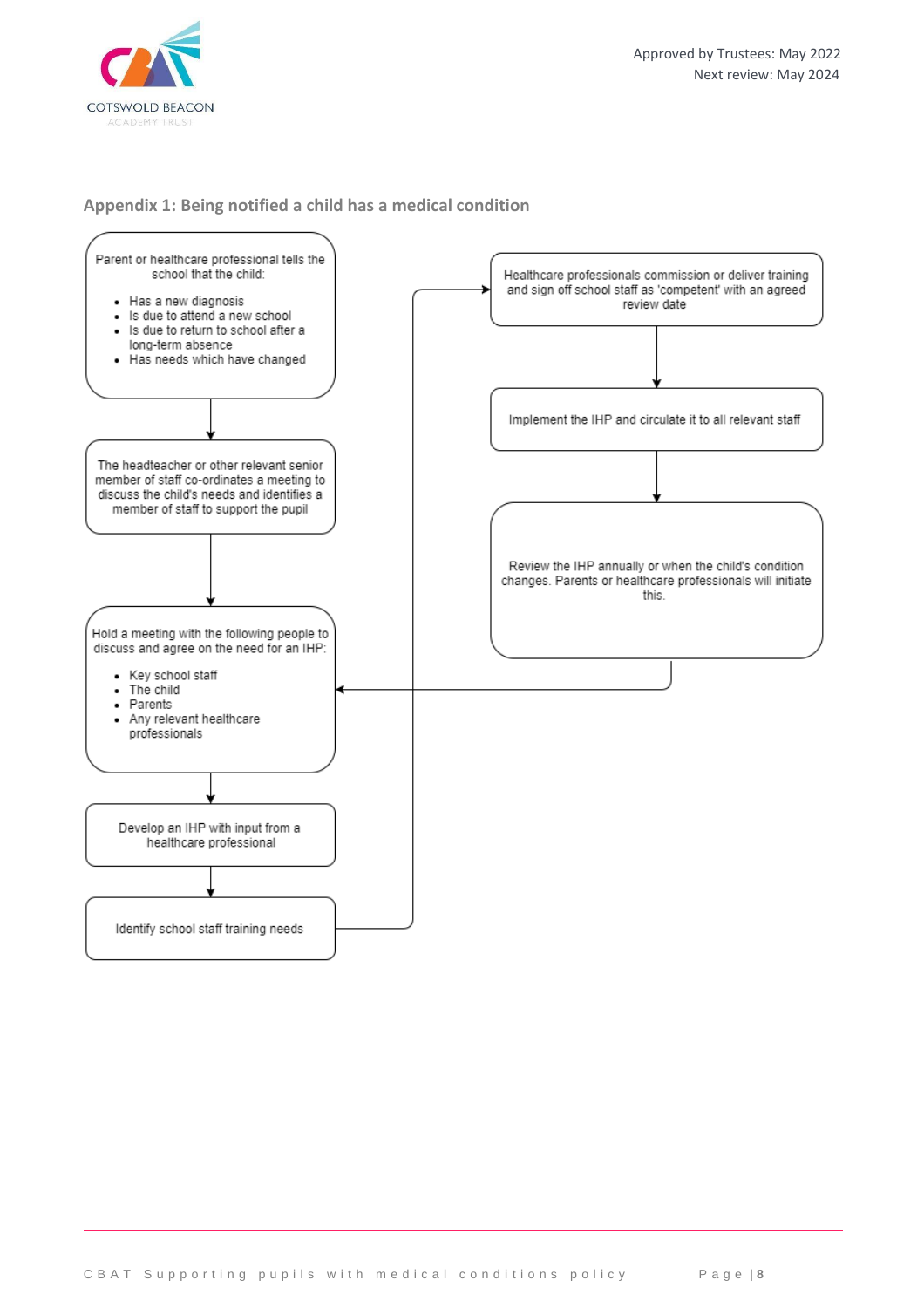## Appendix 1: Being notified a child has a medical condition

Parent or healthcare professional tells the school that the child:

- Has a new diagnosis
- Is due to attend a new school
- Is due to return to school after a long-term absence
- Has needs which have changed

The headteacher or other relevant senior member of staff co-ordinates a meeting to discuss the child's needs and identifies a member of staff to support the pupil

Hold a meeting with the following people to discuss and agree on the need for an IHP:

- Key school staff
- The child
- Parents
- Any relevant healthcare professionals

Develop an IHP with input from a healthcare professional

Identify school staff training needs

Healthcare professionals commission or deliver training and sign off school staff as 'competent' with an agreed review date

Implement the IHP and circulate it to all relevant staff

Review the IHP annually or when the child's condition changes. Parents or healthcare professionals will initiate this.